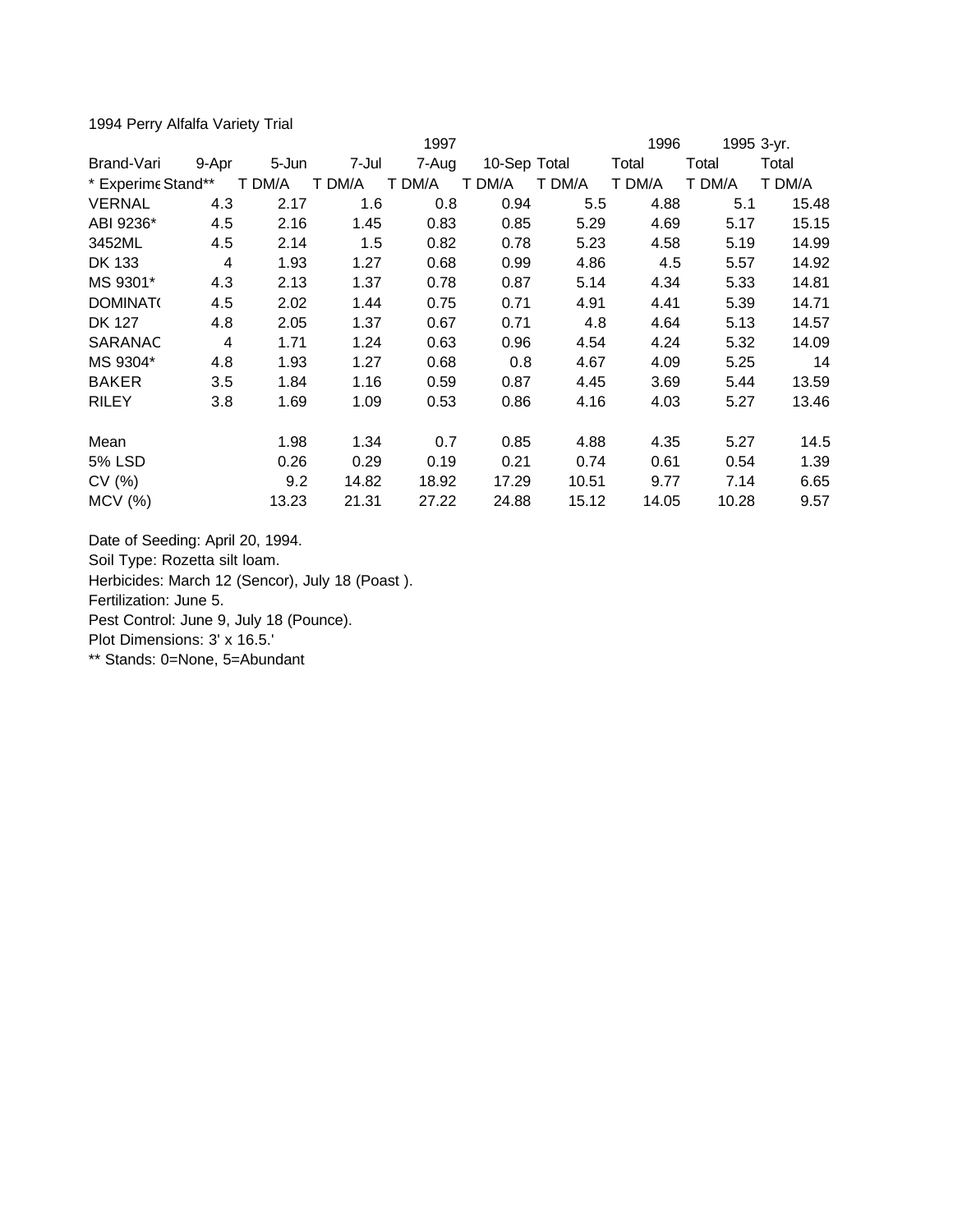1994 Perry Alfalfa Variety Trial

| Brand-Vari | 9-Apr | 5-Jun | 7-Jul | 1997<br>7-Aug | 10-Sep | Total | 1996<br>Total | 1995<br>Total | 3-yr.<br>Total |
|---|---|---|---|---|---|---|---|---|---|
| * Experime | Stand** | T DM/A | T DM/A | T DM/A | T DM/A | T DM/A | T DM/A | T DM/A | T DM/A |
| VERNAL | 4.3 | 2.17 | 1.6 | 0.8 | 0.94 | 5.5 | 4.88 | 5.1 | 15.48 |
| ABI 9236* | 4.5 | 2.16 | 1.45 | 0.83 | 0.85 | 5.29 | 4.69 | 5.17 | 15.15 |
| 3452ML | 4.5 | 2.14 | 1.5 | 0.82 | 0.78 | 5.23 | 4.58 | 5.19 | 14.99 |
| DK 133 | 4 | 1.93 | 1.27 | 0.68 | 0.99 | 4.86 | 4.5 | 5.57 | 14.92 |
| MS 9301* | 4.3 | 2.13 | 1.37 | 0.78 | 0.87 | 5.14 | 4.34 | 5.33 | 14.81 |
| DOMINAT( | 4.5 | 2.02 | 1.44 | 0.75 | 0.71 | 4.91 | 4.41 | 5.39 | 14.71 |
| DK 127 | 4.8 | 2.05 | 1.37 | 0.67 | 0.71 | 4.8 | 4.64 | 5.13 | 14.57 |
| SARANAC | 4 | 1.71 | 1.24 | 0.63 | 0.96 | 4.54 | 4.24 | 5.32 | 14.09 |
| MS 9304* | 4.8 | 1.93 | 1.27 | 0.68 | 0.8 | 4.67 | 4.09 | 5.25 | 14 |
| BAKER | 3.5 | 1.84 | 1.16 | 0.59 | 0.87 | 4.45 | 3.69 | 5.44 | 13.59 |
| RILEY | 3.8 | 1.69 | 1.09 | 0.53 | 0.86 | 4.16 | 4.03 | 5.27 | 13.46 |
| | | | | | | | | | |
| Mean | | 1.98 | 1.34 | 0.7 | 0.85 | 4.88 | 4.35 | 5.27 | 14.5 |
| 5% LSD | | 0.26 | 0.29 | 0.19 | 0.21 | 0.74 | 0.61 | 0.54 | 1.39 |
| CV (%) | | 9.2 | 14.82 | 18.92 | 17.29 | 10.51 | 9.77 | 7.14 | 6.65 |
| MCV (%) | | 13.23 | 21.31 | 27.22 | 24.88 | 15.12 | 14.05 | 10.28 | 9.57 |

Date of Seeding: April 20, 1994.
Soil Type: Rozetta silt loam.
Herbicides: March 12 (Sencor), July 18 (Poast ).
Fertilization: June 5.
Pest Control: June 9, July 18 (Pounce).
Plot Dimensions: 3' x 16.5.'
** Stands: 0=None, 5=Abundant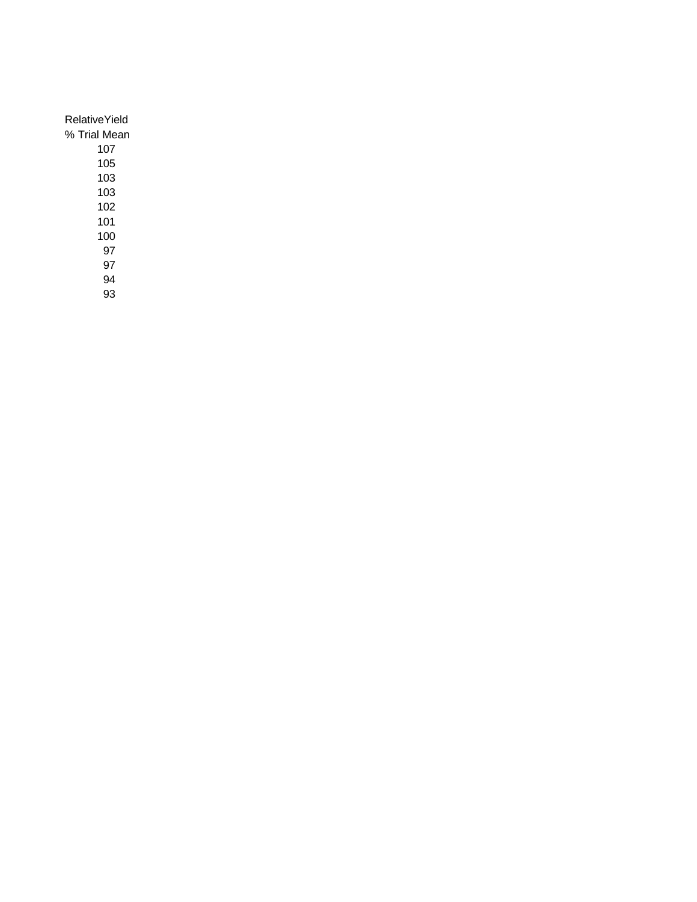| RelativeYield % Trial Mean |
|---|
| 107 |
| 105 |
| 103 |
| 103 |
| 102 |
| 101 |
| 100 |
| 97 |
| 97 |
| 94 |
| 93 |